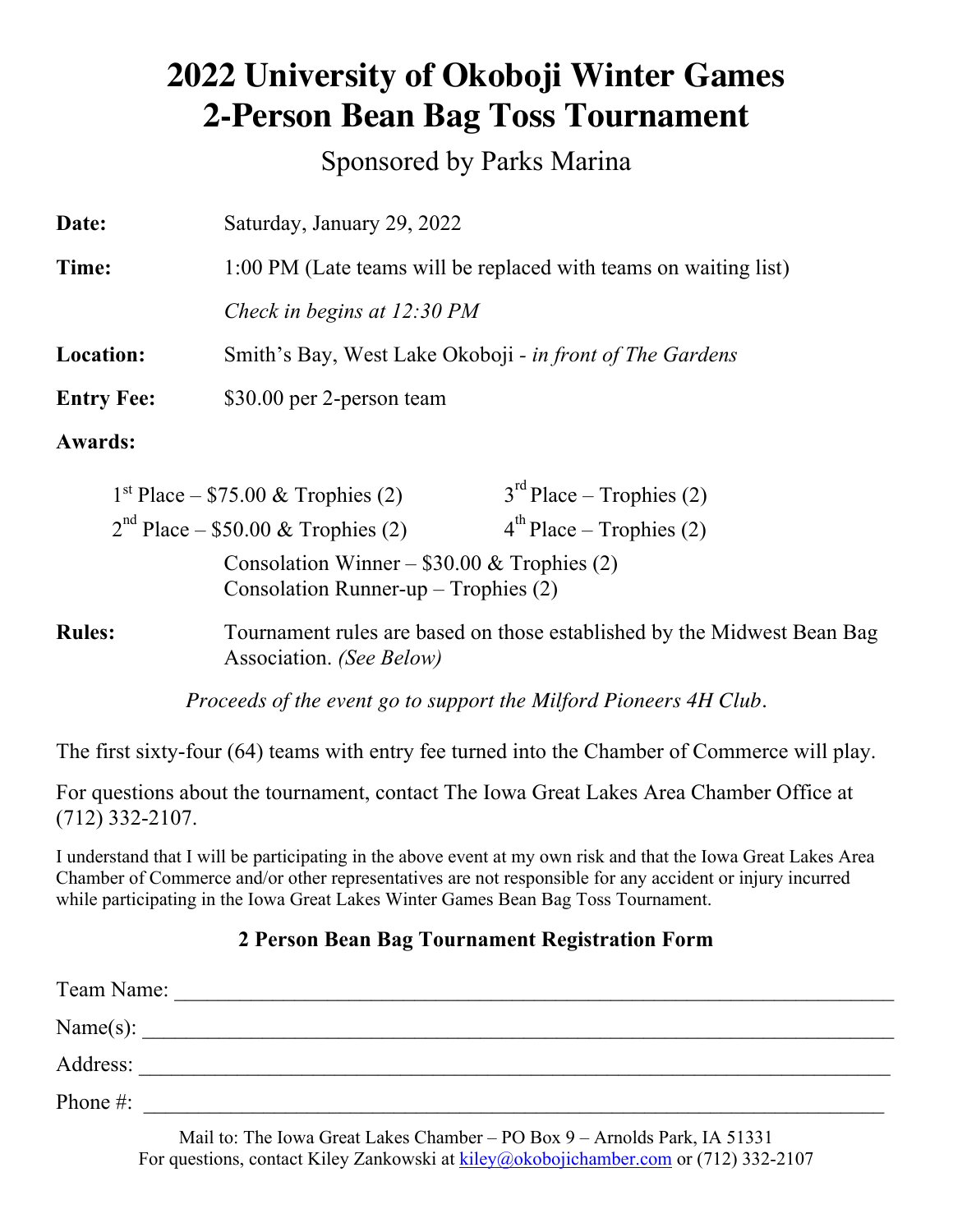# 2022 University of Okoboji Winter Games
# 2-Person Bean Bag Toss Tournament

Sponsored by Parks Marina

**Date:** Saturday, January 29, 2022

**Time:** 1:00 PM (Late teams will be replaced with teams on waiting list)

*Check in begins at 12:30 PM*

**Location:** Smith's Bay, West Lake Okoboji - *in front of The Gardens*

**Entry Fee:** $30.00 per 2-person team

**Awards:**

1st Place – $75.00 & Trophies (2)

2nd Place – $50.00 & Trophies (2)

3rd Place – Trophies (2)

4th Place – Trophies (2)

Consolation Winner – $30.00 & Trophies (2)
Consolation Runner-up – Trophies (2)

**Rules:** Tournament rules are based on those established by the Midwest Bean Bag Association. *(See Below)*

*Proceeds of the event go to support the Milford Pioneers 4H Club*.

The first sixty-four (64) teams with entry fee turned into the Chamber of Commerce will play.

For questions about the tournament, contact The Iowa Great Lakes Area Chamber Office at (712) 332-2107.

I understand that I will be participating in the above event at my own risk and that the Iowa Great Lakes Area Chamber of Commerce and/or other representatives are not responsible for any accident or injury incurred while participating in the Iowa Great Lakes Winter Games Bean Bag Toss Tournament.

### 2 Person Bean Bag Tournament Registration Form

Team Name: ____________________________________________

Name(s): ____________________________________________

Address: ____________________________________________

Phone #: ____________________________________________

Mail to: The Iowa Great Lakes Chamber – PO Box 9 – Arnolds Park, IA 51331
For questions, contact Kiley Zankowski at kiley@okobojichamber.com or (712) 332-2107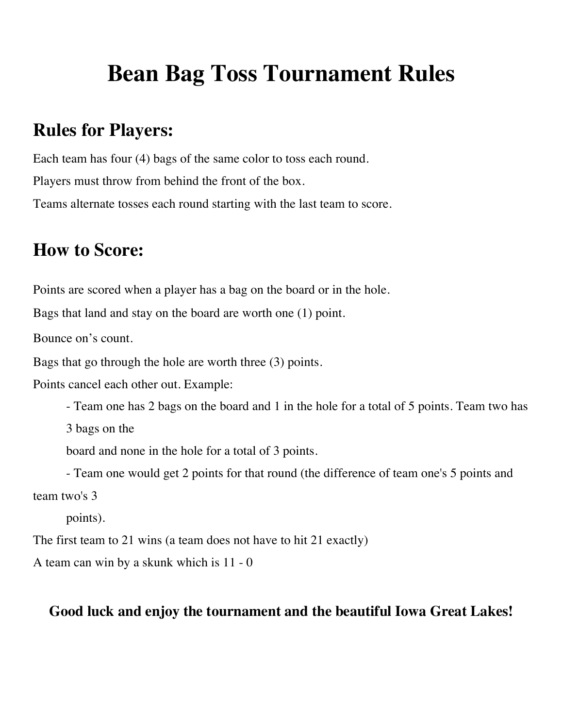# Bean Bag Toss Tournament Rules

## Rules for Players:

Each team has four (4) bags of the same color to toss each round.

Players must throw from behind the front of the box.

Teams alternate tosses each round starting with the last team to score.

## How to Score:

Points are scored when a player has a bag on the board or in the hole.

Bags that land and stay on the board are worth one (1) point.

Bounce on's count.

Bags that go through the hole are worth three (3) points.

Points cancel each other out. Example:

- Team one has 2 bags on the board and 1 in the hole for a total of 5 points. Team two has 3 bags on the board and none in the hole for a total of 3 points.
- Team one would get 2 points for that round (the difference of team one's 5 points and team two's 3 points).

The first team to 21 wins (a team does not have to hit 21 exactly)

A team can win by a skunk which is 11 - 0

**Good luck and enjoy the tournament and the beautiful Iowa Great Lakes!**